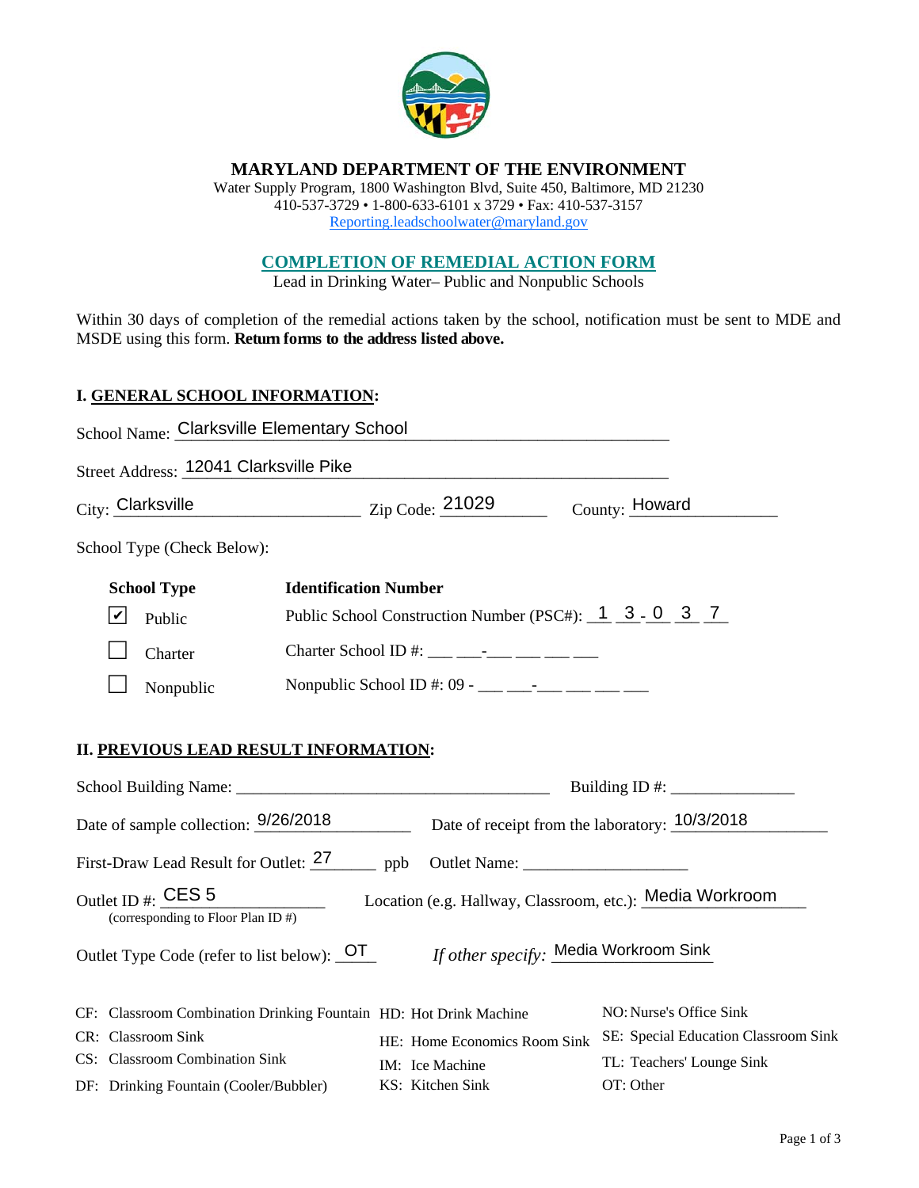# MARYLAND DEPARTMENT OF THE ENVIRONMENT

Water Supply Program, 1800 Washington Blvd, Suite 450, Baltimore, MD 21230
410-537-3729 • 1-800-633-6101 x 3729 • Fax: 410-537-3157
Reporting.leadschoolwater@maryland.gov

## COMPLETION OF REMEDIAL ACTION FORM

Lead in Drinking Water– Public and Nonpublic Schools

Within 30 days of completion of the remedial actions taken by the school, notification must be sent to MDE and MSDE using this form. **Return forms to the address listed above.**

### I. GENERAL SCHOOL INFORMATION:

School Name: Clarksville Elementary School

Street Address: 12041 Clarksville Pike

City: Clarksville Zip Code: 21029 County: Howard

School Type (Check Below):

| School Type | Identification Number |
|---|---|
| ☑ Public | Public School Construction Number (PSC#): 1 3 - 0 3 7 |
| ☐ Charter | Charter School ID #: ___ ___-___ ___ ___ ___ |
| ☐ Nonpublic | Nonpublic School ID #: 09 - ___ ___-___ ___ ___ ___ |

### II. PREVIOUS LEAD RESULT INFORMATION:

School Building Name: ____________________ Building ID #: ____________

Date of sample collection: 9/26/2018 Date of receipt from the laboratory: 10/3/2018

First-Draw Lead Result for Outlet: 27 ppb Outlet Name: ____________

Outlet ID #: CES 5 (corresponding to Floor Plan ID #) Location (e.g. Hallway, Classroom, etc.): Media Workroom

Outlet Type Code (refer to list below): OT *If other specify:* Media Workroom Sink

- CF: Classroom Combination Drinking Fountain
- CR: Classroom Sink
- CS: Classroom Combination Sink
- DF: Drinking Fountain (Cooler/Bubbler)
- HD: Hot Drink Machine
- HE: Home Economics Room Sink
- IM: Ice Machine
- KS: Kitchen Sink
- NO: Nurse's Office Sink
- SE: Special Education Classroom Sink
- TL: Teachers' Lounge Sink
- OT: Other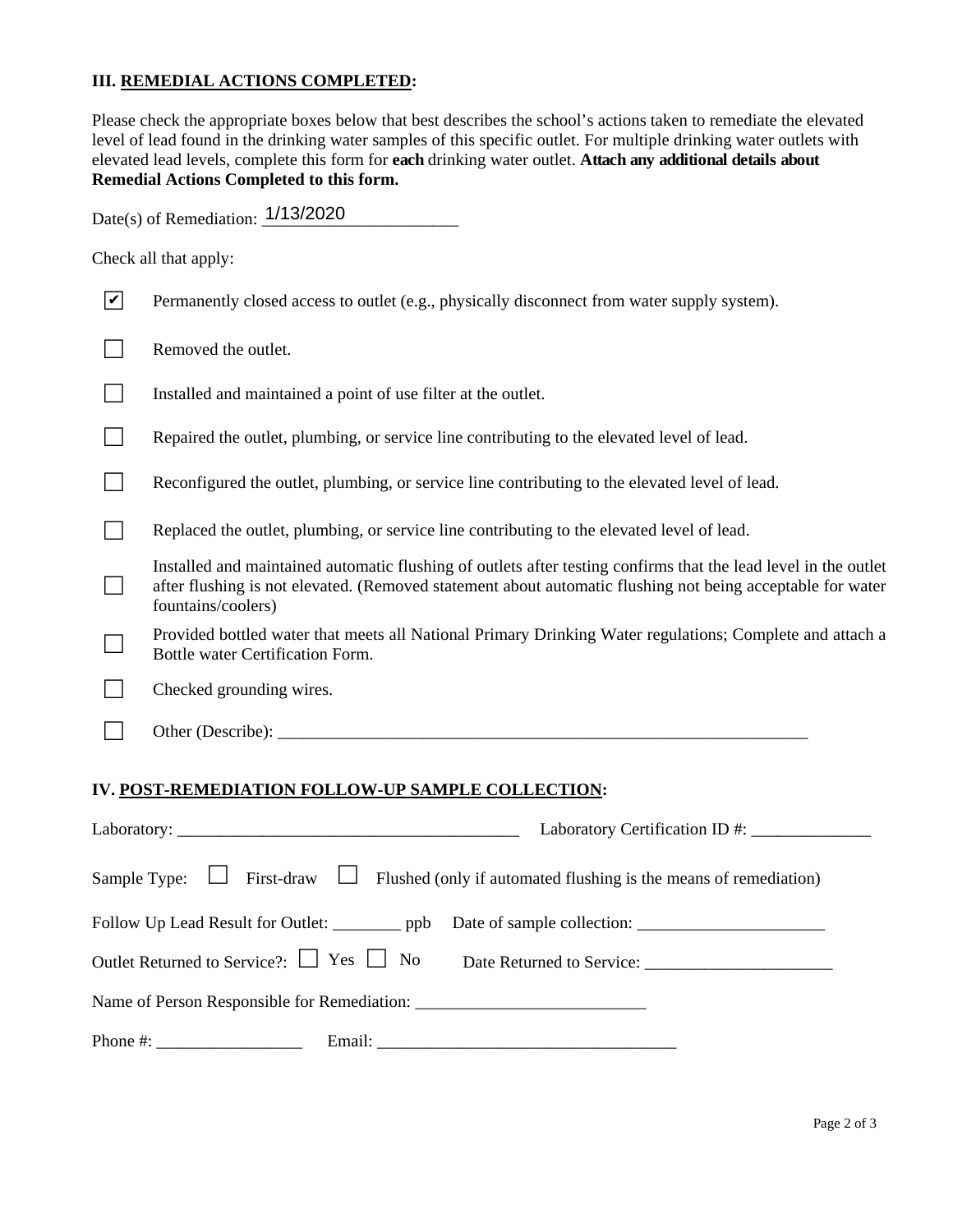### III. **REMEDIAL ACTIONS COMPLETED**:

Please check the appropriate boxes below that best describes the school's actions taken to remediate the elevated level of lead found in the drinking water samples of this specific outlet. For multiple drinking water outlets with elevated lead levels, complete this form for **each** drinking water outlet. **Attach any additional details about Remedial Actions Completed to this form.**

Date(s) of Remediation: 1/13/2020

Check all that apply:

- [x] Permanently closed access to outlet (e.g., physically disconnect from water supply system).
- [ ] Removed the outlet.
- [ ] Installed and maintained a point of use filter at the outlet.
- [ ] Repaired the outlet, plumbing, or service line contributing to the elevated level of lead.
- [ ] Reconfigured the outlet, plumbing, or service line contributing to the elevated level of lead.
- [ ] Replaced the outlet, plumbing, or service line contributing to the elevated level of lead.
- [ ] Installed and maintained automatic flushing of outlets after testing confirms that the lead level in the outlet after flushing is not elevated. (Removed statement about automatic flushing not being acceptable for water fountains/coolers)
- [ ] Provided bottled water that meets all National Primary Drinking Water regulations; Complete and attach a Bottle water Certification Form.
- [ ] Checked grounding wires.
- [ ] Other (Describe): ____________________

### IV. **POST-REMEDIATION FOLLOW-UP SAMPLE COLLECTION**:

Laboratory: ____________________ Laboratory Certification ID #: ____________

Sample Type: ☐ First-draw ☐ Flushed (only if automated flushing is the means of remediation)

Follow Up Lead Result for Outlet: ________ ppb Date of sample collection: ____________

Outlet Returned to Service?: ☐ Yes ☐ No Date Returned to Service: ____________

Name of Person Responsible for Remediation: ____________________

Phone #: ____________ Email: ____________________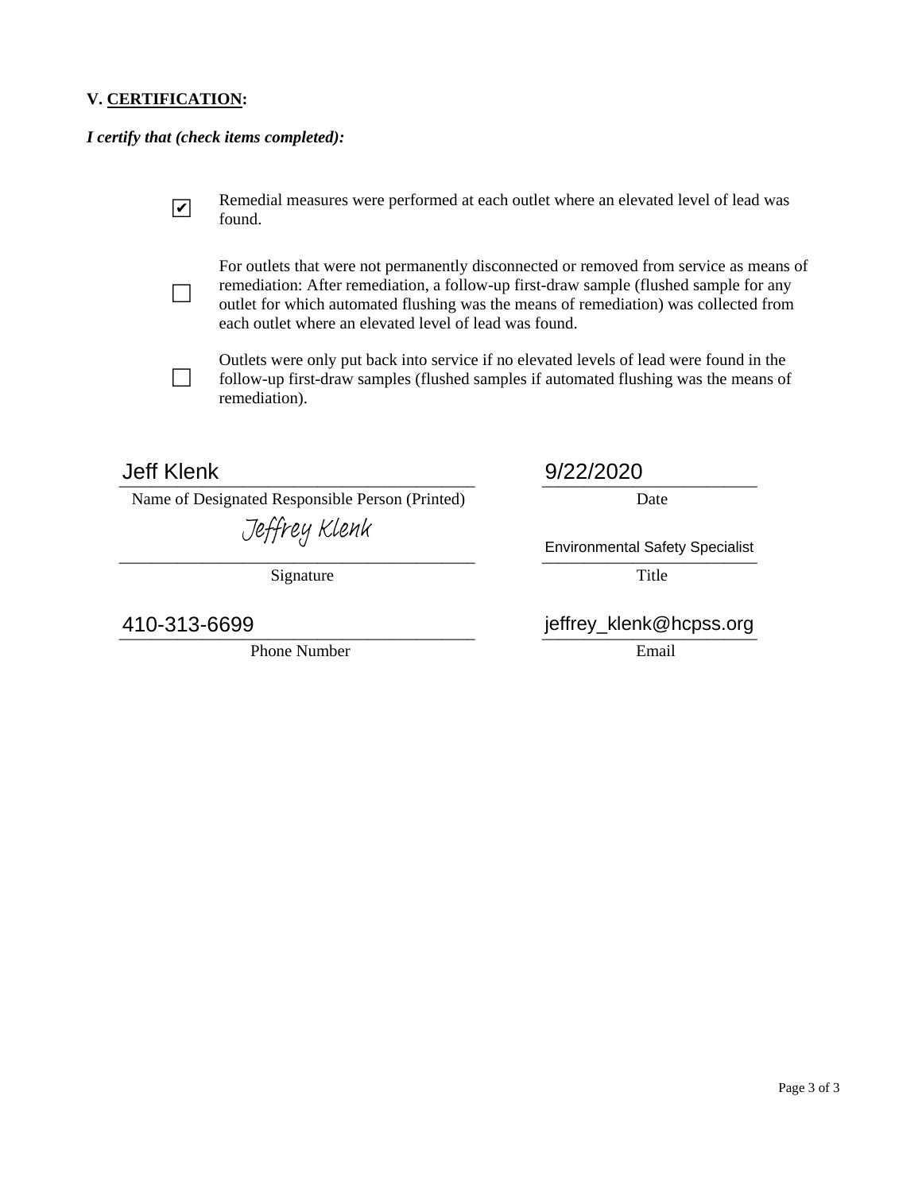**V. CERTIFICATION:**

***I certify that (check items completed):***

- [x] Remedial measures were performed at each outlet where an elevated level of lead was found.
- [ ] For outlets that were not permanently disconnected or removed from service as means of remediation: After remediation, a follow-up first-draw sample (flushed sample for any outlet for which automated flushing was the means of remediation) was collected from each outlet where an elevated level of lead was found.
- [ ] Outlets were only put back into service if no elevated levels of lead were found in the follow-up first-draw samples (flushed samples if automated flushing was the means of remediation).

Jeff Klenk
Name of Designated Responsible Person (Printed)

9/22/2020
Date

Jeffrey Klenk
Signature

Environmental Safety Specialist
Title

410-313-6699
Phone Number

jeffrey_klenk@hcpss.org
Email